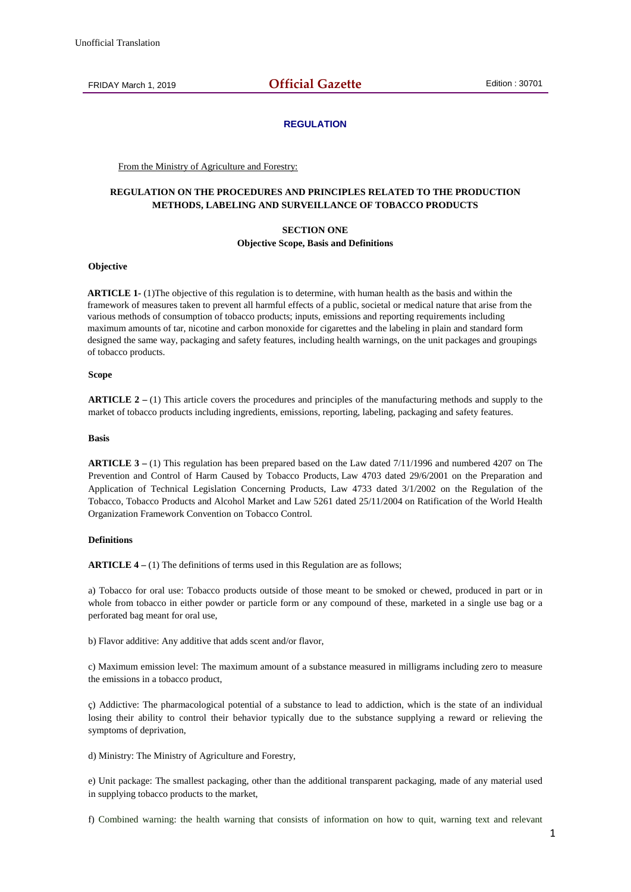Unofficial Translation

FRIDAY March 1, 2019 **Official Gazette** Edition : 30701

**REGULATION**

From the Ministry of Agriculture and Forestry:

# REGULATION ON THE PROCEDURES AND PRINCIPLES RELATED TO THE PRODUCTION METHODS, LABELING AND SURVEILLANCE OF TOBACCO PRODUCTS

## SECTION ONE
## Objective Scope, Basis and Definitions

### Objective

**ARTICLE 1-** (1)The objective of this regulation is to determine, with human health as the basis and within the framework of measures taken to prevent all harmful effects of a public, societal or medical nature that arise from the various methods of consumption of tobacco products; inputs, emissions and reporting requirements including maximum amounts of tar, nicotine and carbon monoxide for cigarettes and the labeling in plain and standard form designed the same way, packaging and safety features, including health warnings, on the unit packages and groupings of tobacco products.

### Scope

**ARTICLE 2 –** (1) This article covers the procedures and principles of the manufacturing methods and supply to the market of tobacco products including ingredients, emissions, reporting, labeling, packaging and safety features.

### Basis

**ARTICLE 3 –** (1) This regulation has been prepared based on the Law dated 7/11/1996 and numbered 4207 on The Prevention and Control of Harm Caused by Tobacco Products, Law 4703 dated 29/6/2001 on the Preparation and Application of Technical Legislation Concerning Products, Law 4733 dated 3/1/2002 on the Regulation of the Tobacco, Tobacco Products and Alcohol Market and Law 5261 dated 25/11/2004 on Ratification of the World Health Organization Framework Convention on Tobacco Control.

### Definitions

**ARTICLE 4 –** (1) The definitions of terms used in this Regulation are as follows;

a) Tobacco for oral use: Tobacco products outside of those meant to be smoked or chewed, produced in part or in whole from tobacco in either powder or particle form or any compound of these, marketed in a single use bag or a perforated bag meant for oral use,

b) Flavor additive: Any additive that adds scent and/or flavor,

c) Maximum emission level: The maximum amount of a substance measured in milligrams including zero to measure the emissions in a tobacco product,

ç) Addictive: The pharmacological potential of a substance to lead to addiction, which is the state of an individual losing their ability to control their behavior typically due to the substance supplying a reward or relieving the symptoms of deprivation,

d) Ministry: The Ministry of Agriculture and Forestry,

e) Unit package: The smallest packaging, other than the additional transparent packaging, made of any material used in supplying tobacco products to the market,

f) Combined warning: the health warning that consists of information on how to quit, warning text and relevant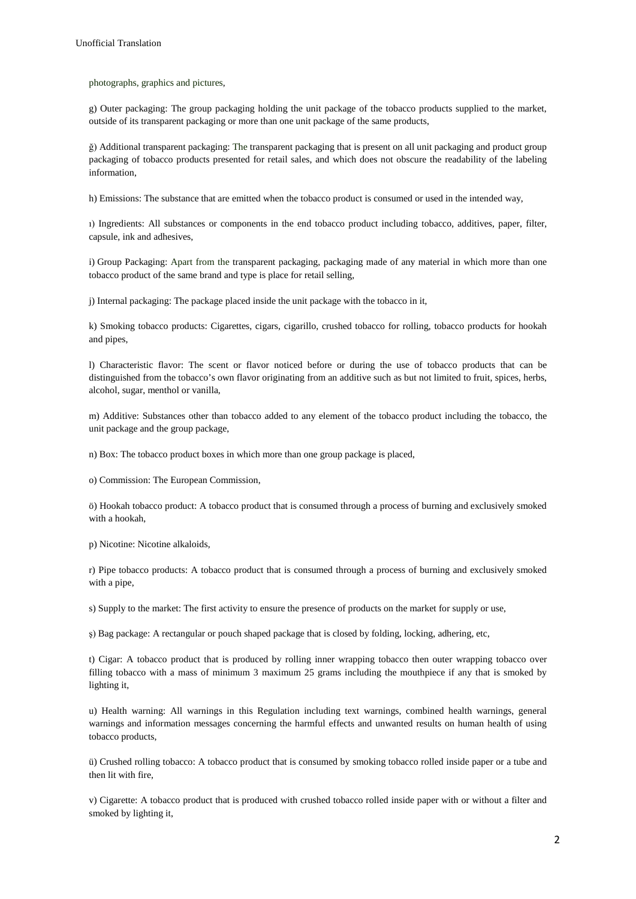photographs, graphics and pictures,

g) Outer packaging: The group packaging holding the unit package of the tobacco products supplied to the market, outside of its transparent packaging or more than one unit package of the same products,

ğ) Additional transparent packaging: The transparent packaging that is present on all unit packaging and product group packaging of tobacco products presented for retail sales, and which does not obscure the readability of the labeling information,

h) Emissions: The substance that are emitted when the tobacco product is consumed or used in the intended way,

ı) Ingredients: All substances or components in the end tobacco product including tobacco, additives, paper, filter, capsule, ink and adhesives,

i) Group Packaging: Apart from the transparent packaging, packaging made of any material in which more than one tobacco product of the same brand and type is place for retail selling,

j) Internal packaging: The package placed inside the unit package with the tobacco in it,

k) Smoking tobacco products: Cigarettes, cigars, cigarillo, crushed tobacco for rolling, tobacco products for hookah and pipes,

l) Characteristic flavor: The scent or flavor noticed before or during the use of tobacco products that can be distinguished from the tobacco's own flavor originating from an additive such as but not limited to fruit, spices, herbs, alcohol, sugar, menthol or vanilla,

m) Additive: Substances other than tobacco added to any element of the tobacco product including the tobacco, the unit package and the group package,

n) Box: The tobacco product boxes in which more than one group package is placed,

o) Commission: The European Commission,

ö) Hookah tobacco product: A tobacco product that is consumed through a process of burning and exclusively smoked with a hookah,

p) Nicotine: Nicotine alkaloids,

r) Pipe tobacco products: A tobacco product that is consumed through a process of burning and exclusively smoked with a pipe,

s) Supply to the market: The first activity to ensure the presence of products on the market for supply or use,

ş) Bag package: A rectangular or pouch shaped package that is closed by folding, locking, adhering, etc,

t) Cigar: A tobacco product that is produced by rolling inner wrapping tobacco then outer wrapping tobacco over filling tobacco with a mass of minimum 3 maximum 25 grams including the mouthpiece if any that is smoked by lighting it,

u) Health warning: All warnings in this Regulation including text warnings, combined health warnings, general warnings and information messages concerning the harmful effects and unwanted results on human health of using tobacco products,

ü) Crushed rolling tobacco: A tobacco product that is consumed by smoking tobacco rolled inside paper or a tube and then lit with fire,

v) Cigarette: A tobacco product that is produced with crushed tobacco rolled inside paper with or without a filter and smoked by lighting it,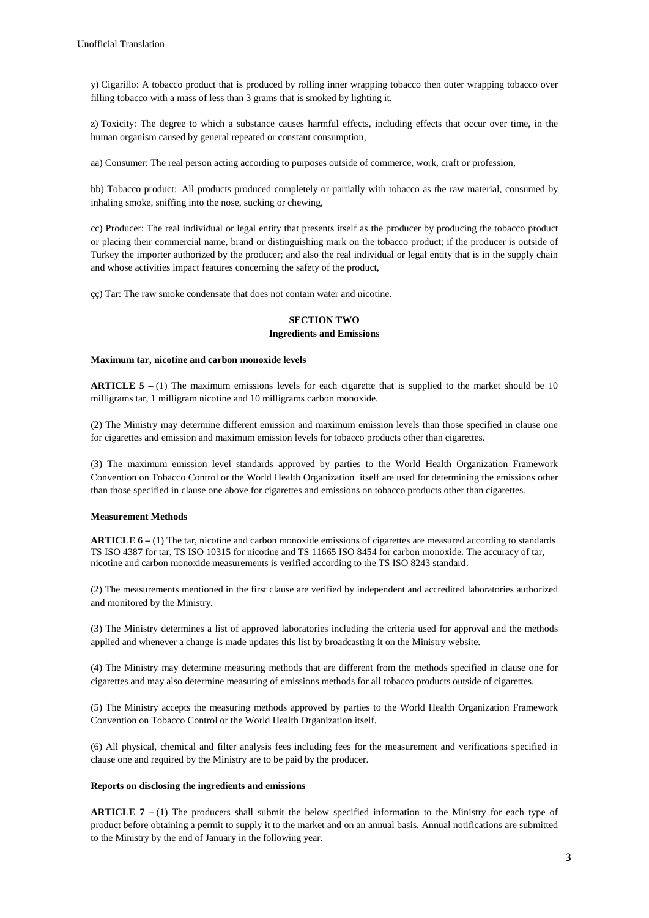y) Cigarillo: A tobacco product that is produced by rolling inner wrapping tobacco then outer wrapping tobacco over filling tobacco with a mass of less than 3 grams that is smoked by lighting it,

z) Toxicity: The degree to which a substance causes harmful effects, including effects that occur over time, in the human organism caused by general repeated or constant consumption,

aa) Consumer: The real person acting according to purposes outside of commerce, work, craft or profession,

bb) Tobacco product: All products produced completely or partially with tobacco as the raw material, consumed by inhaling smoke, sniffing into the nose, sucking or chewing,

cc) Producer: The real individual or legal entity that presents itself as the producer by producing the tobacco product or placing their commercial name, brand or distinguishing mark on the tobacco product; if the producer is outside of Turkey the importer authorized by the producer; and also the real individual or legal entity that is in the supply chain and whose activities impact features concerning the safety of the product,

çç) Tar: The raw smoke condensate that does not contain water and nicotine.

## SECTION TWO
## Ingredients and Emissions

### Maximum tar, nicotine and carbon monoxide levels

**ARTICLE 5 –** (1) The maximum emissions levels for each cigarette that is supplied to the market should be 10 milligrams tar, 1 milligram nicotine and 10 milligrams carbon monoxide.

(2) The Ministry may determine different emission and maximum emission levels than those specified in clause one for cigarettes and emission and maximum emission levels for tobacco products other than cigarettes.

(3) The maximum emission level standards approved by parties to the World Health Organization Framework Convention on Tobacco Control or the World Health Organization itself are used for determining the emissions other than those specified in clause one above for cigarettes and emissions on tobacco products other than cigarettes.

### Measurement Methods

**ARTICLE 6 –** (1) The tar, nicotine and carbon monoxide emissions of cigarettes are measured according to standards TS ISO 4387 for tar, TS ISO 10315 for nicotine and TS 11665 ISO 8454 for carbon monoxide. The accuracy of tar, nicotine and carbon monoxide measurements is verified according to the TS ISO 8243 standard.

(2) The measurements mentioned in the first clause are verified by independent and accredited laboratories authorized and monitored by the Ministry.

(3) The Ministry determines a list of approved laboratories including the criteria used for approval and the methods applied and whenever a change is made updates this list by broadcasting it on the Ministry website.

(4) The Ministry may determine measuring methods that are different from the methods specified in clause one for cigarettes and may also determine measuring of emissions methods for all tobacco products outside of cigarettes.

(5) The Ministry accepts the measuring methods approved by parties to the World Health Organization Framework Convention on Tobacco Control or the World Health Organization itself.

(6) All physical, chemical and filter analysis fees including fees for the measurement and verifications specified in clause one and required by the Ministry are to be paid by the producer.

### Reports on disclosing the ingredients and emissions

**ARTICLE 7 –** (1) The producers shall submit the below specified information to the Ministry for each type of product before obtaining a permit to supply it to the market and on an annual basis. Annual notifications are submitted to the Ministry by the end of January in the following year.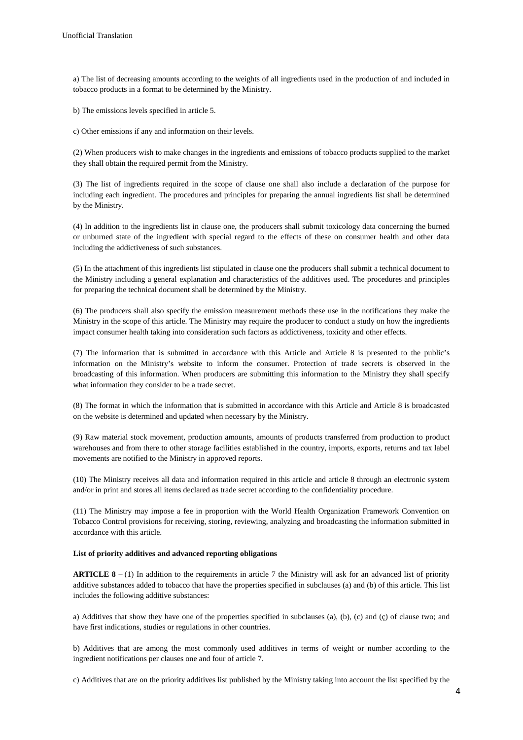a) The list of decreasing amounts according to the weights of all ingredients used in the production of and included in tobacco products in a format to be determined by the Ministry.

b) The emissions levels specified in article 5.

c) Other emissions if any and information on their levels.

(2) When producers wish to make changes in the ingredients and emissions of tobacco products supplied to the market they shall obtain the required permit from the Ministry.

(3) The list of ingredients required in the scope of clause one shall also include a declaration of the purpose for including each ingredient. The procedures and principles for preparing the annual ingredients list shall be determined by the Ministry.

(4) In addition to the ingredients list in clause one, the producers shall submit toxicology data concerning the burned or unburned state of the ingredient with special regard to the effects of these on consumer health and other data including the addictiveness of such substances.

(5) In the attachment of this ingredients list stipulated in clause one the producers shall submit a technical document to the Ministry including a general explanation and characteristics of the additives used. The procedures and principles for preparing the technical document shall be determined by the Ministry.

(6) The producers shall also specify the emission measurement methods these use in the notifications they make the Ministry in the scope of this article. The Ministry may require the producer to conduct a study on how the ingredients impact consumer health taking into consideration such factors as addictiveness, toxicity and other effects.

(7) The information that is submitted in accordance with this Article and Article 8 is presented to the public's information on the Ministry's website to inform the consumer. Protection of trade secrets is observed in the broadcasting of this information. When producers are submitting this information to the Ministry they shall specify what information they consider to be a trade secret.

(8) The format in which the information that is submitted in accordance with this Article and Article 8 is broadcasted on the website is determined and updated when necessary by the Ministry.

(9) Raw material stock movement, production amounts, amounts of products transferred from production to product warehouses and from there to other storage facilities established in the country, imports, exports, returns and tax label movements are notified to the Ministry in approved reports.

(10) The Ministry receives all data and information required in this article and article 8 through an electronic system and/or in print and stores all items declared as trade secret according to the confidentiality procedure.

(11) The Ministry may impose a fee in proportion with the World Health Organization Framework Convention on Tobacco Control provisions for receiving, storing, reviewing, analyzing and broadcasting the information submitted in accordance with this article.

**List of priority additives and advanced reporting obligations**

**ARTICLE 8 –** (1) In addition to the requirements in article 7 the Ministry will ask for an advanced list of priority additive substances added to tobacco that have the properties specified in subclauses (a) and (b) of this article. This list includes the following additive substances:

a) Additives that show they have one of the properties specified in subclauses (a), (b), (c) and (ç) of clause two; and have first indications, studies or regulations in other countries.

b) Additives that are among the most commonly used additives in terms of weight or number according to the ingredient notifications per clauses one and four of article 7.

c) Additives that are on the priority additives list published by the Ministry taking into account the list specified by the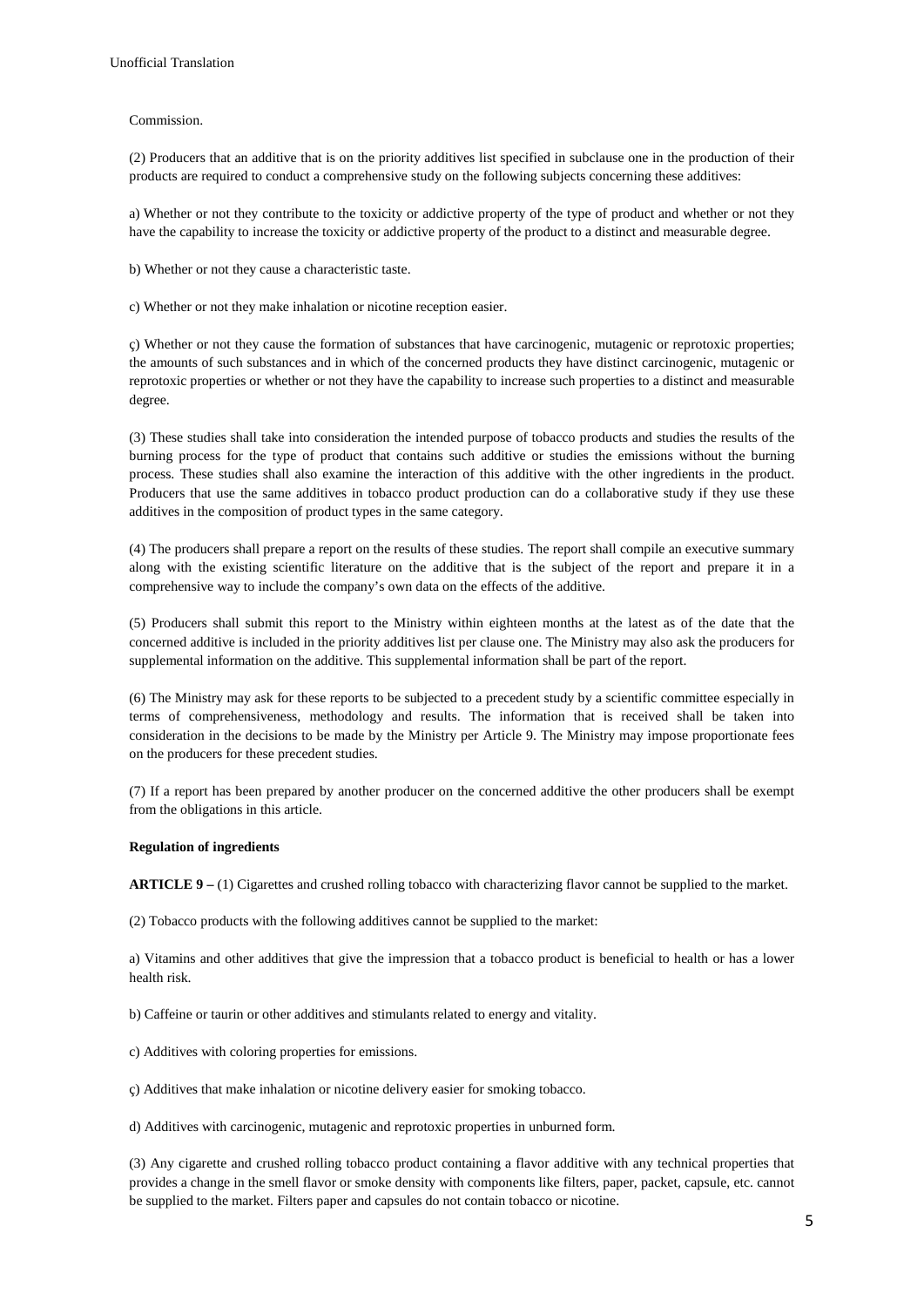Commission.

(2) Producers that an additive that is on the priority additives list specified in subclause one in the production of their products are required to conduct a comprehensive study on the following subjects concerning these additives:

a) Whether or not they contribute to the toxicity or addictive property of the type of product and whether or not they have the capability to increase the toxicity or addictive property of the product to a distinct and measurable degree.

b) Whether or not they cause a characteristic taste.

c) Whether or not they make inhalation or nicotine reception easier.

ç) Whether or not they cause the formation of substances that have carcinogenic, mutagenic or reprotoxic properties; the amounts of such substances and in which of the concerned products they have distinct carcinogenic, mutagenic or reprotoxic properties or whether or not they have the capability to increase such properties to a distinct and measurable degree.

(3) These studies shall take into consideration the intended purpose of tobacco products and studies the results of the burning process for the type of product that contains such additive or studies the emissions without the burning process. These studies shall also examine the interaction of this additive with the other ingredients in the product. Producers that use the same additives in tobacco product production can do a collaborative study if they use these additives in the composition of product types in the same category.

(4) The producers shall prepare a report on the results of these studies. The report shall compile an executive summary along with the existing scientific literature on the additive that is the subject of the report and prepare it in a comprehensive way to include the company's own data on the effects of the additive.

(5) Producers shall submit this report to the Ministry within eighteen months at the latest as of the date that the concerned additive is included in the priority additives list per clause one. The Ministry may also ask the producers for supplemental information on the additive. This supplemental information shall be part of the report.

(6) The Ministry may ask for these reports to be subjected to a precedent study by a scientific committee especially in terms of comprehensiveness, methodology and results. The information that is received shall be taken into consideration in the decisions to be made by the Ministry per Article 9. The Ministry may impose proportionate fees on the producers for these precedent studies.

(7) If a report has been prepared by another producer on the concerned additive the other producers shall be exempt from the obligations in this article.

**Regulation of ingredients**

**ARTICLE 9 –** (1) Cigarettes and crushed rolling tobacco with characterizing flavor cannot be supplied to the market.

(2) Tobacco products with the following additives cannot be supplied to the market:

a) Vitamins and other additives that give the impression that a tobacco product is beneficial to health or has a lower health risk.

b) Caffeine or taurin or other additives and stimulants related to energy and vitality.

c) Additives with coloring properties for emissions.

ç) Additives that make inhalation or nicotine delivery easier for smoking tobacco.

d) Additives with carcinogenic, mutagenic and reprotoxic properties in unburned form.

(3) Any cigarette and crushed rolling tobacco product containing a flavor additive with any technical properties that provides a change in the smell flavor or smoke density with components like filters, paper, packet, capsule, etc. cannot be supplied to the market. Filters paper and capsules do not contain tobacco or nicotine.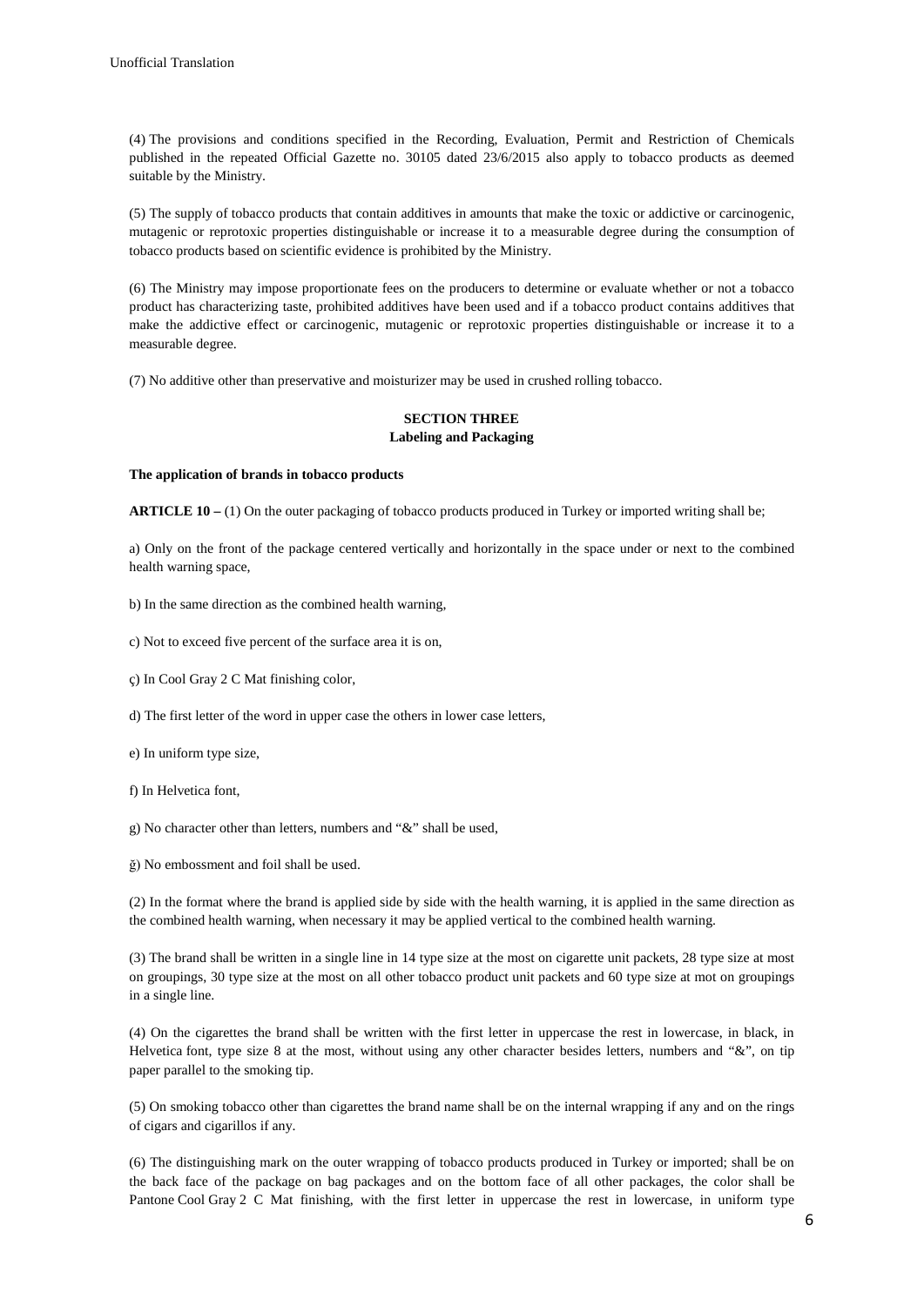(4) The provisions and conditions specified in the Recording, Evaluation, Permit and Restriction of Chemicals published in the repeated Official Gazette no. 30105 dated 23/6/2015 also apply to tobacco products as deemed suitable by the Ministry.

(5) The supply of tobacco products that contain additives in amounts that make the toxic or addictive or carcinogenic, mutagenic or reprotoxic properties distinguishable or increase it to a measurable degree during the consumption of tobacco products based on scientific evidence is prohibited by the Ministry.

(6) The Ministry may impose proportionate fees on the producers to determine or evaluate whether or not a tobacco product has characterizing taste, prohibited additives have been used and if a tobacco product contains additives that make the addictive effect or carcinogenic, mutagenic or reprotoxic properties distinguishable or increase it to a measurable degree.

(7) No additive other than preservative and moisturizer may be used in crushed rolling tobacco.

## SECTION THREE
## Labeling and Packaging

**The application of brands in tobacco products**

**ARTICLE 10 –** (1) On the outer packaging of tobacco products produced in Turkey or imported writing shall be;

a) Only on the front of the package centered vertically and horizontally in the space under or next to the combined health warning space,

b) In the same direction as the combined health warning,

c) Not to exceed five percent of the surface area it is on,

ç) In Cool Gray 2 C Mat finishing color,

d) The first letter of the word in upper case the others in lower case letters,

e) In uniform type size,

f) In Helvetica font,

g) No character other than letters, numbers and "&" shall be used,

ğ) No embossment and foil shall be used.

(2) In the format where the brand is applied side by side with the health warning, it is applied in the same direction as the combined health warning, when necessary it may be applied vertical to the combined health warning.

(3) The brand shall be written in a single line in 14 type size at the most on cigarette unit packets, 28 type size at most on groupings, 30 type size at the most on all other tobacco product unit packets and 60 type size at mot on groupings in a single line.

(4) On the cigarettes the brand shall be written with the first letter in uppercase the rest in lowercase, in black, in Helvetica font, type size 8 at the most, without using any other character besides letters, numbers and "&", on tip paper parallel to the smoking tip.

(5) On smoking tobacco other than cigarettes the brand name shall be on the internal wrapping if any and on the rings of cigars and cigarillos if any.

(6) The distinguishing mark on the outer wrapping of tobacco products produced in Turkey or imported; shall be on the back face of the package on bag packages and on the bottom face of all other packages, the color shall be Pantone Cool Gray 2 C Mat finishing, with the first letter in uppercase the rest in lowercase, in uniform type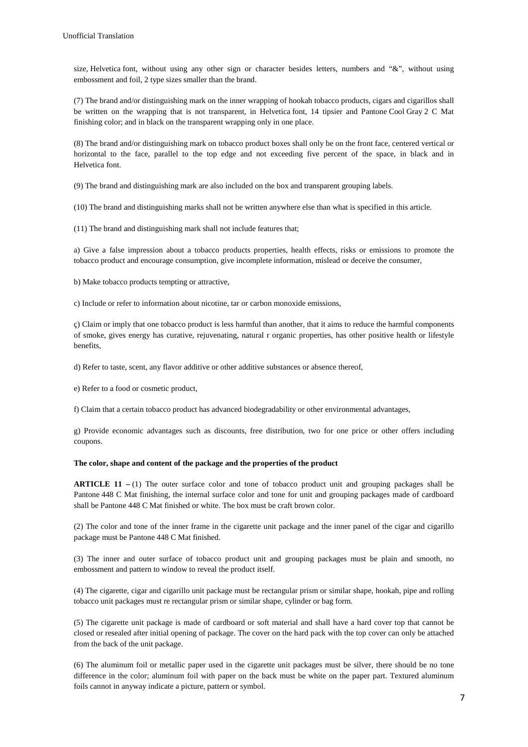size, Helvetica font, without using any other sign or character besides letters, numbers and "&", without using embossment and foil, 2 type sizes smaller than the brand.

(7) The brand and/or distinguishing mark on the inner wrapping of hookah tobacco products, cigars and cigarillos shall be written on the wrapping that is not transparent, in Helvetica font, 14 tipsier and Pantone Cool Gray 2 C Mat finishing color; and in black on the transparent wrapping only in one place.

(8) The brand and/or distinguishing mark on tobacco product boxes shall only be on the front face, centered vertical or horizontal to the face, parallel to the top edge and not exceeding five percent of the space, in black and in Helvetica font.

(9) The brand and distinguishing mark are also included on the box and transparent grouping labels.

(10) The brand and distinguishing marks shall not be written anywhere else than what is specified in this article.

(11) The brand and distinguishing mark shall not include features that;

a) Give a false impression about a tobacco products properties, health effects, risks or emissions to promote the tobacco product and encourage consumption, give incomplete information, mislead or deceive the consumer,

b) Make tobacco products tempting or attractive,

c) Include or refer to information about nicotine, tar or carbon monoxide emissions,

ç) Claim or imply that one tobacco product is less harmful than another, that it aims to reduce the harmful components of smoke, gives energy has curative, rejuvenating, natural r organic properties, has other positive health or lifestyle benefits,

d) Refer to taste, scent, any flavor additive or other additive substances or absence thereof,

e) Refer to a food or cosmetic product,

f) Claim that a certain tobacco product has advanced biodegradability or other environmental advantages,

g) Provide economic advantages such as discounts, free distribution, two for one price or other offers including coupons.

**The color, shape and content of the package and the properties of the product**

**ARTICLE 11 –** (1) The outer surface color and tone of tobacco product unit and grouping packages shall be Pantone 448 C Mat finishing, the internal surface color and tone for unit and grouping packages made of cardboard shall be Pantone 448 C Mat finished or white. The box must be craft brown color.

(2) The color and tone of the inner frame in the cigarette unit package and the inner panel of the cigar and cigarillo package must be Pantone 448 C Mat finished.

(3) The inner and outer surface of tobacco product unit and grouping packages must be plain and smooth, no embossment and pattern to window to reveal the product itself.

(4) The cigarette, cigar and cigarillo unit package must be rectangular prism or similar shape, hookah, pipe and rolling tobacco unit packages must re rectangular prism or similar shape, cylinder or bag form.

(5) The cigarette unit package is made of cardboard or soft material and shall have a hard cover top that cannot be closed or resealed after initial opening of package. The cover on the hard pack with the top cover can only be attached from the back of the unit package.

(6) The aluminum foil or metallic paper used in the cigarette unit packages must be silver, there should be no tone difference in the color; aluminum foil with paper on the back must be white on the paper part. Textured aluminum foils cannot in anyway indicate a picture, pattern or symbol.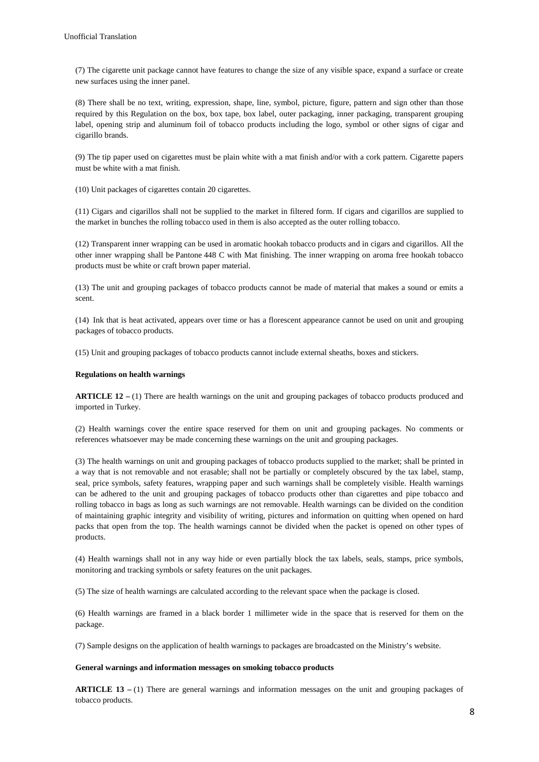(7) The cigarette unit package cannot have features to change the size of any visible space, expand a surface or create new surfaces using the inner panel.

(8) There shall be no text, writing, expression, shape, line, symbol, picture, figure, pattern and sign other than those required by this Regulation on the box, box tape, box label, outer packaging, inner packaging, transparent grouping label, opening strip and aluminum foil of tobacco products including the logo, symbol or other signs of cigar and cigarillo brands.

(9) The tip paper used on cigarettes must be plain white with a mat finish and/or with a cork pattern. Cigarette papers must be white with a mat finish.

(10) Unit packages of cigarettes contain 20 cigarettes.

(11) Cigars and cigarillos shall not be supplied to the market in filtered form. If cigars and cigarillos are supplied to the market in bunches the rolling tobacco used in them is also accepted as the outer rolling tobacco.

(12) Transparent inner wrapping can be used in aromatic hookah tobacco products and in cigars and cigarillos. All the other inner wrapping shall be Pantone 448 C with Mat finishing. The inner wrapping on aroma free hookah tobacco products must be white or craft brown paper material.

(13) The unit and grouping packages of tobacco products cannot be made of material that makes a sound or emits a scent.

(14) Ink that is heat activated, appears over time or has a florescent appearance cannot be used on unit and grouping packages of tobacco products.

(15) Unit and grouping packages of tobacco products cannot include external sheaths, boxes and stickers.

**Regulations on health warnings**

**ARTICLE 12 –** (1) There are health warnings on the unit and grouping packages of tobacco products produced and imported in Turkey.

(2) Health warnings cover the entire space reserved for them on unit and grouping packages. No comments or references whatsoever may be made concerning these warnings on the unit and grouping packages.

(3) The health warnings on unit and grouping packages of tobacco products supplied to the market; shall be printed in a way that is not removable and not erasable; shall not be partially or completely obscured by the tax label, stamp, seal, price symbols, safety features, wrapping paper and such warnings shall be completely visible. Health warnings can be adhered to the unit and grouping packages of tobacco products other than cigarettes and pipe tobacco and rolling tobacco in bags as long as such warnings are not removable. Health warnings can be divided on the condition of maintaining graphic integrity and visibility of writing, pictures and information on quitting when opened on hard packs that open from the top. The health warnings cannot be divided when the packet is opened on other types of products.

(4) Health warnings shall not in any way hide or even partially block the tax labels, seals, stamps, price symbols, monitoring and tracking symbols or safety features on the unit packages.

(5) The size of health warnings are calculated according to the relevant space when the package is closed.

(6) Health warnings are framed in a black border 1 millimeter wide in the space that is reserved for them on the package.

(7) Sample designs on the application of health warnings to packages are broadcasted on the Ministry's website.

**General warnings and information messages on smoking tobacco products**

**ARTICLE 13 –** (1) There are general warnings and information messages on the unit and grouping packages of tobacco products.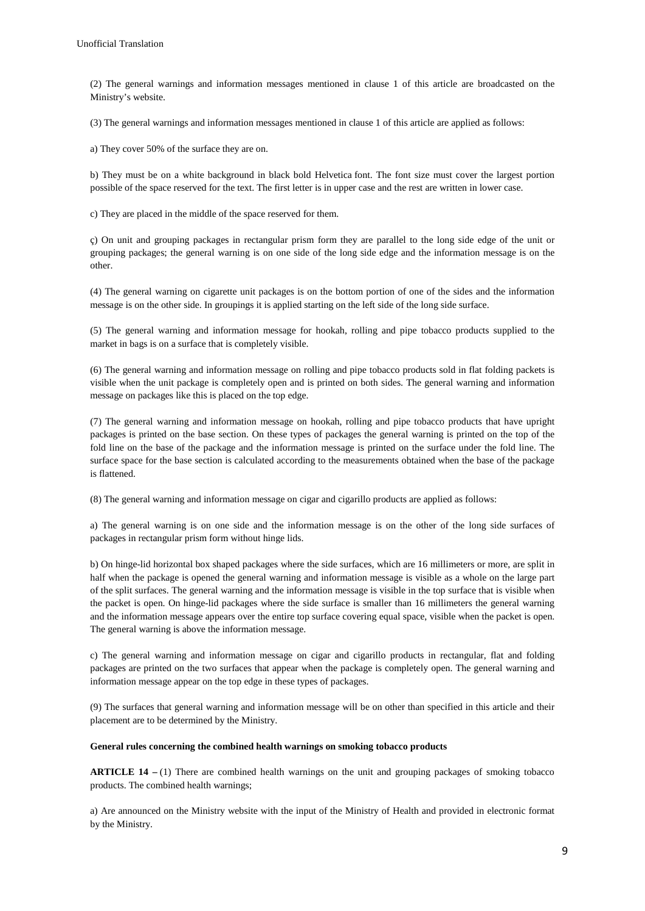(2) The general warnings and information messages mentioned in clause 1 of this article are broadcasted on the Ministry's website.

(3) The general warnings and information messages mentioned in clause 1 of this article are applied as follows:

a) They cover 50% of the surface they are on.

b) They must be on a white background in black bold Helvetica font. The font size must cover the largest portion possible of the space reserved for the text. The first letter is in upper case and the rest are written in lower case.

c) They are placed in the middle of the space reserved for them.

ç) On unit and grouping packages in rectangular prism form they are parallel to the long side edge of the unit or grouping packages; the general warning is on one side of the long side edge and the information message is on the other.

(4) The general warning on cigarette unit packages is on the bottom portion of one of the sides and the information message is on the other side. In groupings it is applied starting on the left side of the long side surface.

(5) The general warning and information message for hookah, rolling and pipe tobacco products supplied to the market in bags is on a surface that is completely visible.

(6) The general warning and information message on rolling and pipe tobacco products sold in flat folding packets is visible when the unit package is completely open and is printed on both sides. The general warning and information message on packages like this is placed on the top edge.

(7) The general warning and information message on hookah, rolling and pipe tobacco products that have upright packages is printed on the base section. On these types of packages the general warning is printed on the top of the fold line on the base of the package and the information message is printed on the surface under the fold line. The surface space for the base section is calculated according to the measurements obtained when the base of the package is flattened.

(8) The general warning and information message on cigar and cigarillo products are applied as follows:

a) The general warning is on one side and the information message is on the other of the long side surfaces of packages in rectangular prism form without hinge lids.

b) On hinge-lid horizontal box shaped packages where the side surfaces, which are 16 millimeters or more, are split in half when the package is opened the general warning and information message is visible as a whole on the large part of the split surfaces. The general warning and the information message is visible in the top surface that is visible when the packet is open. On hinge-lid packages where the side surface is smaller than 16 millimeters the general warning and the information message appears over the entire top surface covering equal space, visible when the packet is open. The general warning is above the information message.

c) The general warning and information message on cigar and cigarillo products in rectangular, flat and folding packages are printed on the two surfaces that appear when the package is completely open. The general warning and information message appear on the top edge in these types of packages.

(9) The surfaces that general warning and information message will be on other than specified in this article and their placement are to be determined by the Ministry.

**General rules concerning the combined health warnings on smoking tobacco products**

**ARTICLE 14 –** (1) There are combined health warnings on the unit and grouping packages of smoking tobacco products. The combined health warnings;

a) Are announced on the Ministry website with the input of the Ministry of Health and provided in electronic format by the Ministry.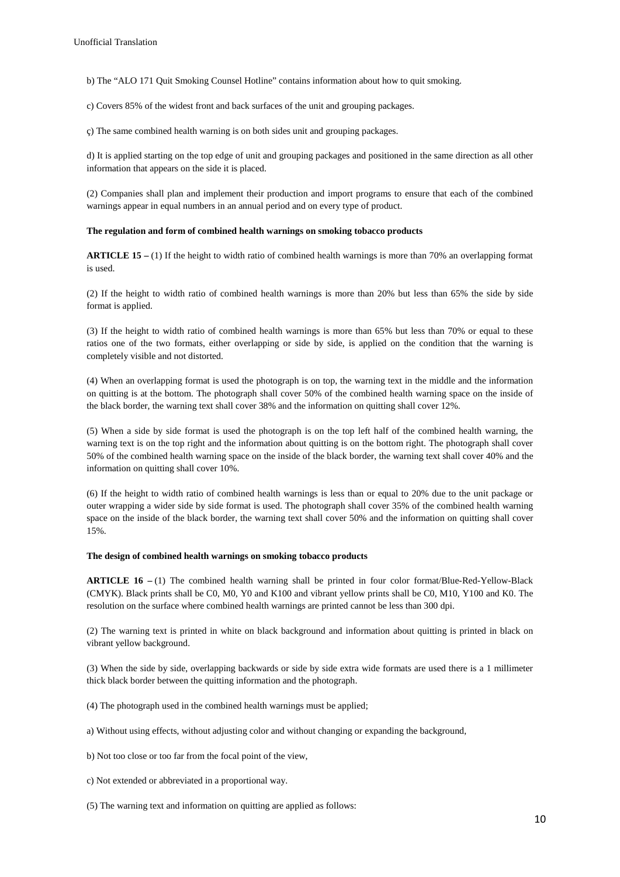b) The "ALO 171 Quit Smoking Counsel Hotline" contains information about how to quit smoking.

c) Covers 85% of the widest front and back surfaces of the unit and grouping packages.

ç) The same combined health warning is on both sides unit and grouping packages.

d) It is applied starting on the top edge of unit and grouping packages and positioned in the same direction as all other information that appears on the side it is placed.

(2) Companies shall plan and implement their production and import programs to ensure that each of the combined warnings appear in equal numbers in an annual period and on every type of product.

**The regulation and form of combined health warnings on smoking tobacco products**

**ARTICLE 15 –** (1) If the height to width ratio of combined health warnings is more than 70% an overlapping format is used.

(2) If the height to width ratio of combined health warnings is more than 20% but less than 65% the side by side format is applied.

(3) If the height to width ratio of combined health warnings is more than 65% but less than 70% or equal to these ratios one of the two formats, either overlapping or side by side, is applied on the condition that the warning is completely visible and not distorted.

(4) When an overlapping format is used the photograph is on top, the warning text in the middle and the information on quitting is at the bottom. The photograph shall cover 50% of the combined health warning space on the inside of the black border, the warning text shall cover 38% and the information on quitting shall cover 12%.

(5) When a side by side format is used the photograph is on the top left half of the combined health warning, the warning text is on the top right and the information about quitting is on the bottom right. The photograph shall cover 50% of the combined health warning space on the inside of the black border, the warning text shall cover 40% and the information on quitting shall cover 10%.

(6) If the height to width ratio of combined health warnings is less than or equal to 20% due to the unit package or outer wrapping a wider side by side format is used. The photograph shall cover 35% of the combined health warning space on the inside of the black border, the warning text shall cover 50% and the information on quitting shall cover 15%.

**The design of combined health warnings on smoking tobacco products**

**ARTICLE 16 –** (1) The combined health warning shall be printed in four color format/Blue-Red-Yellow-Black (CMYK). Black prints shall be C0, M0, Y0 and K100 and vibrant yellow prints shall be C0, M10, Y100 and K0. The resolution on the surface where combined health warnings are printed cannot be less than 300 dpi.

(2) The warning text is printed in white on black background and information about quitting is printed in black on vibrant yellow background.

(3) When the side by side, overlapping backwards or side by side extra wide formats are used there is a 1 millimeter thick black border between the quitting information and the photograph.

(4) The photograph used in the combined health warnings must be applied;

a) Without using effects, without adjusting color and without changing or expanding the background,

b) Not too close or too far from the focal point of the view,

c) Not extended or abbreviated in a proportional way.

(5) The warning text and information on quitting are applied as follows: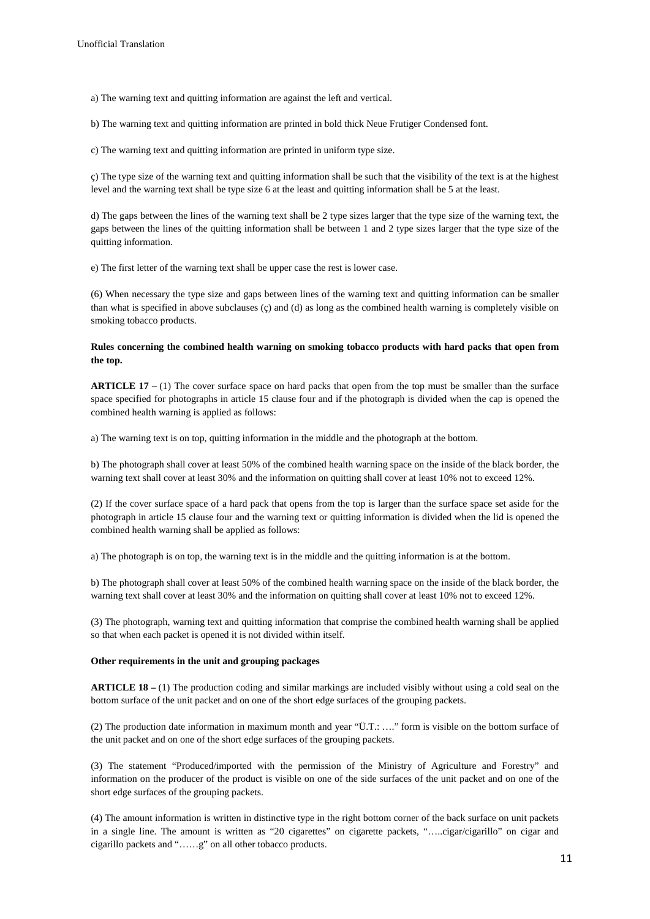a) The warning text and quitting information are against the left and vertical.

b) The warning text and quitting information are printed in bold thick Neue Frutiger Condensed font.

c) The warning text and quitting information are printed in uniform type size.

ç) The type size of the warning text and quitting information shall be such that the visibility of the text is at the highest level and the warning text shall be type size 6 at the least and quitting information shall be 5 at the least.

d) The gaps between the lines of the warning text shall be 2 type sizes larger that the type size of the warning text, the gaps between the lines of the quitting information shall be between 1 and 2 type sizes larger that the type size of the quitting information.

e) The first letter of the warning text shall be upper case the rest is lower case.

(6) When necessary the type size and gaps between lines of the warning text and quitting information can be smaller than what is specified in above subclauses (ç) and (d) as long as the combined health warning is completely visible on smoking tobacco products.

**Rules concerning the combined health warning on smoking tobacco products with hard packs that open from the top.**

**ARTICLE 17 –** (1) The cover surface space on hard packs that open from the top must be smaller than the surface space specified for photographs in article 15 clause four and if the photograph is divided when the cap is opened the combined health warning is applied as follows:

a) The warning text is on top, quitting information in the middle and the photograph at the bottom.

b) The photograph shall cover at least 50% of the combined health warning space on the inside of the black border, the warning text shall cover at least 30% and the information on quitting shall cover at least 10% not to exceed 12%.

(2) If the cover surface space of a hard pack that opens from the top is larger than the surface space set aside for the photograph in article 15 clause four and the warning text or quitting information is divided when the lid is opened the combined health warning shall be applied as follows:

a) The photograph is on top, the warning text is in the middle and the quitting information is at the bottom.

b) The photograph shall cover at least 50% of the combined health warning space on the inside of the black border, the warning text shall cover at least 30% and the information on quitting shall cover at least 10% not to exceed 12%.

(3) The photograph, warning text and quitting information that comprise the combined health warning shall be applied so that when each packet is opened it is not divided within itself.

**Other requirements in the unit and grouping packages**

**ARTICLE 18 –** (1) The production coding and similar markings are included visibly without using a cold seal on the bottom surface of the unit packet and on one of the short edge surfaces of the grouping packets.

(2) The production date information in maximum month and year "Ü.T.: …." form is visible on the bottom surface of the unit packet and on one of the short edge surfaces of the grouping packets.

(3) The statement "Produced/imported with the permission of the Ministry of Agriculture and Forestry" and information on the producer of the product is visible on one of the side surfaces of the unit packet and on one of the short edge surfaces of the grouping packets.

(4) The amount information is written in distinctive type in the right bottom corner of the back surface on unit packets in a single line. The amount is written as "20 cigarettes" on cigarette packets, "…..cigar/cigarillo" on cigar and cigarillo packets and "……g" on all other tobacco products.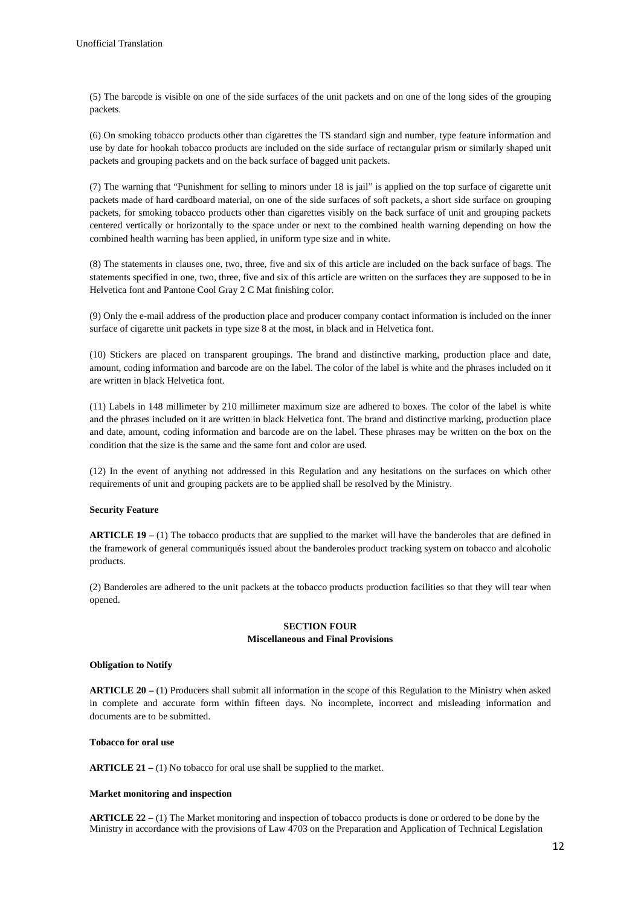(5) The barcode is visible on one of the side surfaces of the unit packets and on one of the long sides of the grouping packets.

(6) On smoking tobacco products other than cigarettes the TS standard sign and number, type feature information and use by date for hookah tobacco products are included on the side surface of rectangular prism or similarly shaped unit packets and grouping packets and on the back surface of bagged unit packets.

(7) The warning that "Punishment for selling to minors under 18 is jail" is applied on the top surface of cigarette unit packets made of hard cardboard material, on one of the side surfaces of soft packets, a short side surface on grouping packets, for smoking tobacco products other than cigarettes visibly on the back surface of unit and grouping packets centered vertically or horizontally to the space under or next to the combined health warning depending on how the combined health warning has been applied, in uniform type size and in white.

(8) The statements in clauses one, two, three, five and six of this article are included on the back surface of bags. The statements specified in one, two, three, five and six of this article are written on the surfaces they are supposed to be in Helvetica font and Pantone Cool Gray 2 C Mat finishing color.

(9) Only the e-mail address of the production place and producer company contact information is included on the inner surface of cigarette unit packets in type size 8 at the most, in black and in Helvetica font.

(10) Stickers are placed on transparent groupings. The brand and distinctive marking, production place and date, amount, coding information and barcode are on the label. The color of the label is white and the phrases included on it are written in black Helvetica font.

(11) Labels in 148 millimeter by 210 millimeter maximum size are adhered to boxes. The color of the label is white and the phrases included on it are written in black Helvetica font. The brand and distinctive marking, production place and date, amount, coding information and barcode are on the label. These phrases may be written on the box on the condition that the size is the same and the same font and color are used.

(12) In the event of anything not addressed in this Regulation and any hesitations on the surfaces on which other requirements of unit and grouping packets are to be applied shall be resolved by the Ministry.

**Security Feature**

**ARTICLE 19 –** (1) The tobacco products that are supplied to the market will have the banderoles that are defined in the framework of general communiqués issued about the banderoles product tracking system on tobacco and alcoholic products.

(2) Banderoles are adhered to the unit packets at the tobacco products production facilities so that they will tear when opened.

## SECTION FOUR
## Miscellaneous and Final Provisions

**Obligation to Notify**

**ARTICLE 20 –** (1) Producers shall submit all information in the scope of this Regulation to the Ministry when asked in complete and accurate form within fifteen days. No incomplete, incorrect and misleading information and documents are to be submitted.

**Tobacco for oral use**

**ARTICLE 21 –** (1) No tobacco for oral use shall be supplied to the market.

**Market monitoring and inspection**

**ARTICLE 22 –** (1) The Market monitoring and inspection of tobacco products is done or ordered to be done by the Ministry in accordance with the provisions of Law 4703 on the Preparation and Application of Technical Legislation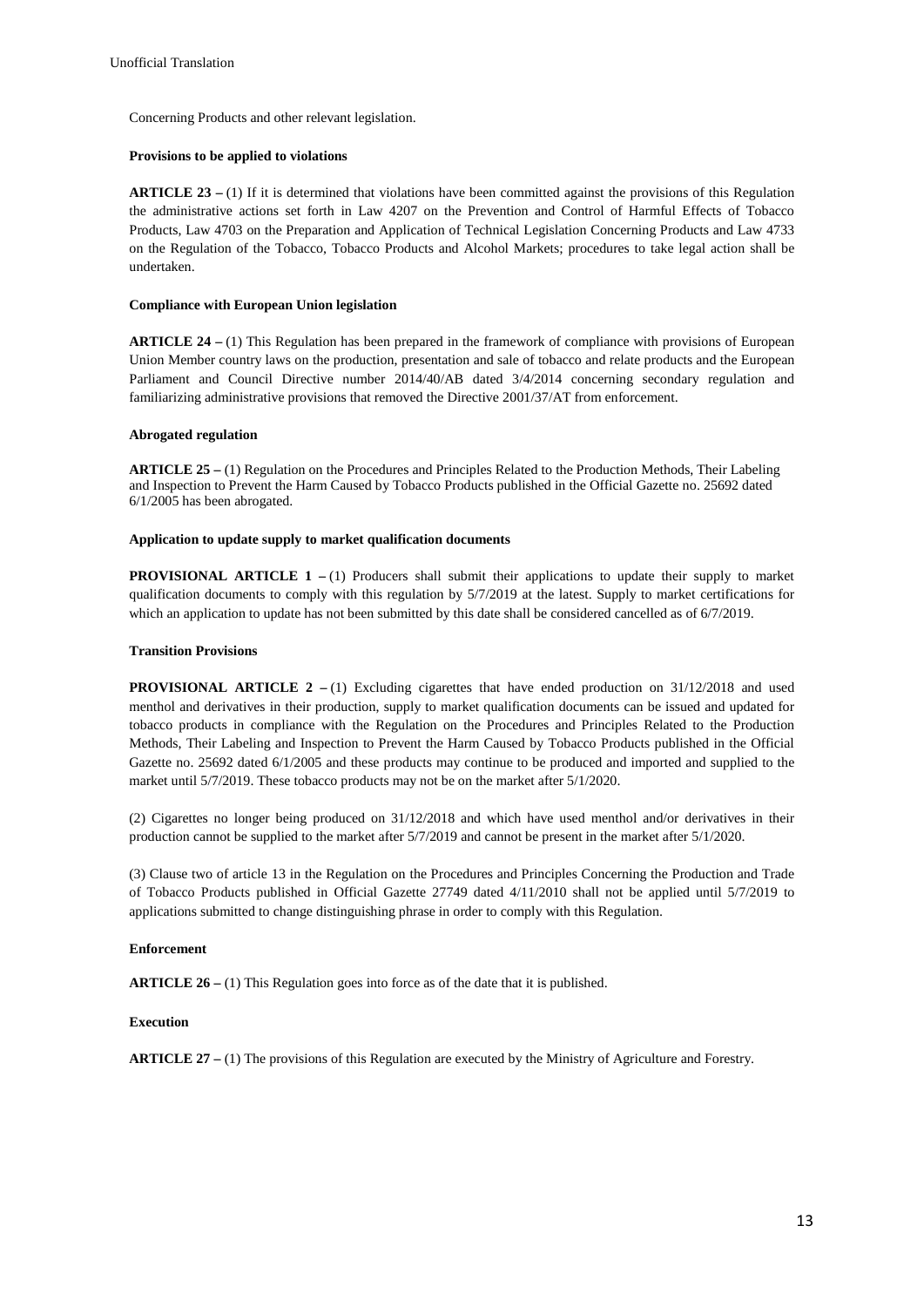Concerning Products and other relevant legislation.

**Provisions to be applied to violations**

**ARTICLE 23 –** (1) If it is determined that violations have been committed against the provisions of this Regulation the administrative actions set forth in Law 4207 on the Prevention and Control of Harmful Effects of Tobacco Products, Law 4703 on the Preparation and Application of Technical Legislation Concerning Products and Law 4733 on the Regulation of the Tobacco, Tobacco Products and Alcohol Markets; procedures to take legal action shall be undertaken.

**Compliance with European Union legislation**

**ARTICLE 24 –** (1) This Regulation has been prepared in the framework of compliance with provisions of European Union Member country laws on the production, presentation and sale of tobacco and relate products and the European Parliament and Council Directive number 2014/40/AB dated 3/4/2014 concerning secondary regulation and familiarizing administrative provisions that removed the Directive 2001/37/AT from enforcement.

**Abrogated regulation**

**ARTICLE 25 –** (1) Regulation on the Procedures and Principles Related to the Production Methods, Their Labeling and Inspection to Prevent the Harm Caused by Tobacco Products published in the Official Gazette no. 25692 dated 6/1/2005 has been abrogated.

**Application to update supply to market qualification documents**

**PROVISIONAL ARTICLE 1 –** (1) Producers shall submit their applications to update their supply to market qualification documents to comply with this regulation by 5/7/2019 at the latest. Supply to market certifications for which an application to update has not been submitted by this date shall be considered cancelled as of 6/7/2019.

**Transition Provisions**

**PROVISIONAL ARTICLE 2 –** (1) Excluding cigarettes that have ended production on 31/12/2018 and used menthol and derivatives in their production, supply to market qualification documents can be issued and updated for tobacco products in compliance with the Regulation on the Procedures and Principles Related to the Production Methods, Their Labeling and Inspection to Prevent the Harm Caused by Tobacco Products published in the Official Gazette no. 25692 dated 6/1/2005 and these products may continue to be produced and imported and supplied to the market until 5/7/2019. These tobacco products may not be on the market after 5/1/2020.

(2) Cigarettes no longer being produced on 31/12/2018 and which have used menthol and/or derivatives in their production cannot be supplied to the market after 5/7/2019 and cannot be present in the market after 5/1/2020.

(3) Clause two of article 13 in the Regulation on the Procedures and Principles Concerning the Production and Trade of Tobacco Products published in Official Gazette 27749 dated 4/11/2010 shall not be applied until 5/7/2019 to applications submitted to change distinguishing phrase in order to comply with this Regulation.

**Enforcement**

**ARTICLE 26 –** (1) This Regulation goes into force as of the date that it is published.

**Execution**

**ARTICLE 27 –** (1) The provisions of this Regulation are executed by the Ministry of Agriculture and Forestry.